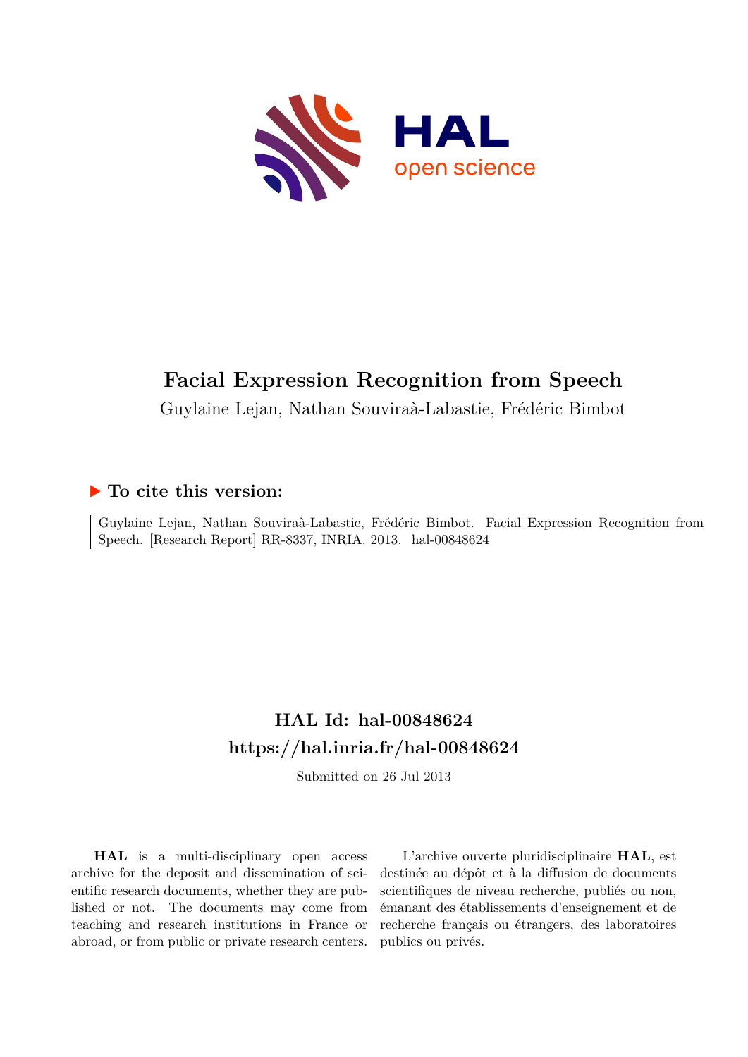# Facial Expression Recognition from Speech

Guylaine Lejan, Nathan Souviraà-Labastie, Frédéric Bimbot

## ▶ To cite this version:

Guylaine Lejan, Nathan Souviraà-Labastie, Frédéric Bimbot. Facial Expression Recognition from Speech. [Research Report] RR-8337, INRIA. 2013. hal-00848624

## HAL Id: hal-00848624
## https://hal.inria.fr/hal-00848624

Submitted on 26 Jul 2013

**HAL** is a multi-disciplinary open access archive for the deposit and dissemination of scientific research documents, whether they are published or not. The documents may come from teaching and research institutions in France or abroad, or from public or private research centers.

L'archive ouverte pluridisciplinaire **HAL**, est destinée au dépôt et à la diffusion de documents scientifiques de niveau recherche, publiés ou non, émanant des établissements d'enseignement et de recherche français ou étrangers, des laboratoires publics ou privés.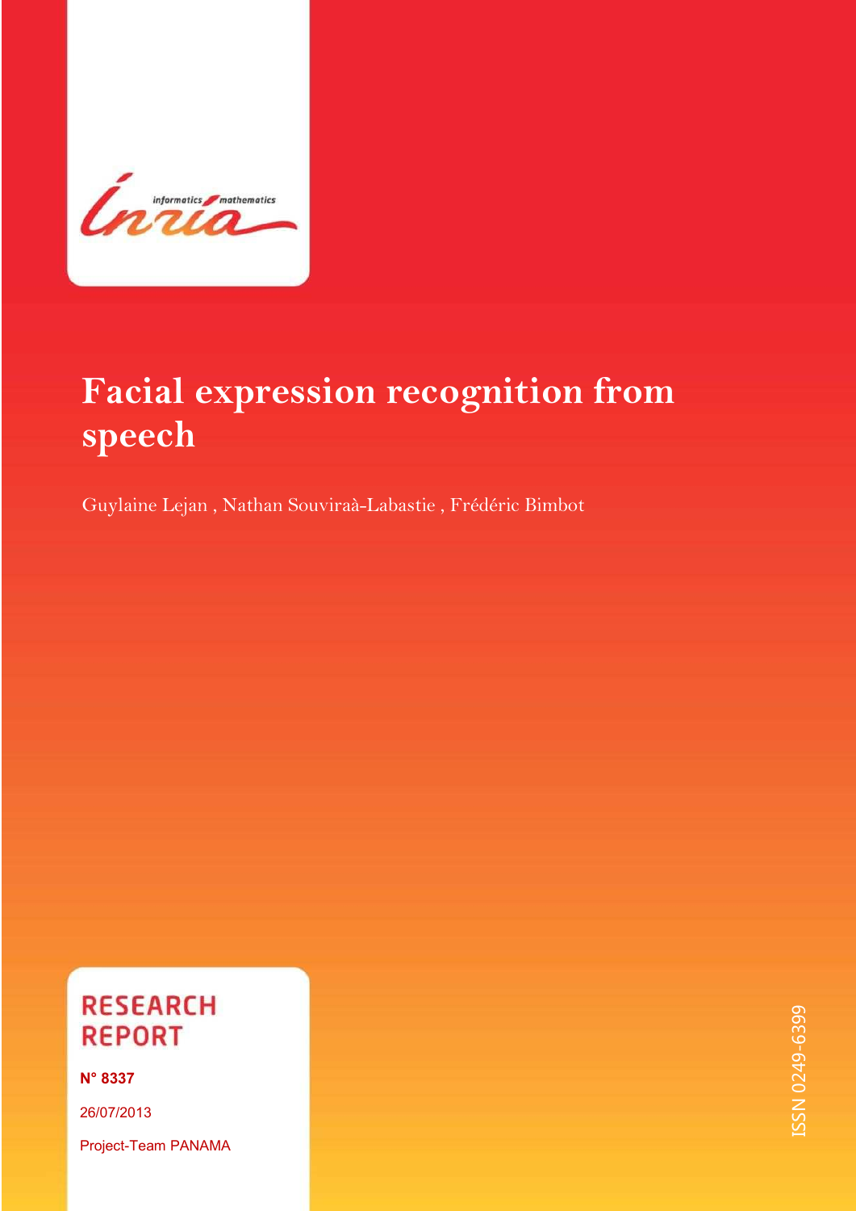# Facial expression recognition from speech

Guylaine Lejan , Nathan Souviraà-Labastie , Frédéric Bimbot

**RESEARCH REPORT**

**N° 8337**

26/07/2013

Project-Team PANAMA

ISSN 0249-6399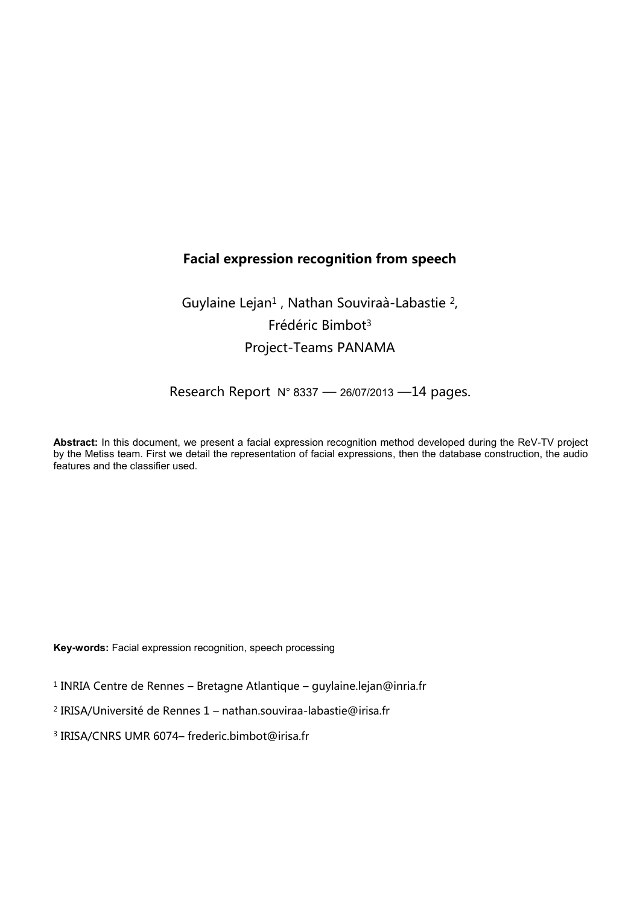# Facial expression recognition from speech

Guylaine Lejan[1] , Nathan Souviraà-Labastie [2],
Frédéric Bimbot[3]
Project-Teams PANAMA

Research Report N° 8337 — 26/07/2013 —14 pages.

**Abstract:** In this document, we present a facial expression recognition method developed during the ReV-TV project by the Metiss team. First we detail the representation of facial expressions, then the database construction, the audio features and the classifier used.

**Key-words:** Facial expression recognition, speech processing

[1] INRIA Centre de Rennes – Bretagne Atlantique – guylaine.lejan@inria.fr

[2] IRISA/Université de Rennes 1 – nathan.souviraa-labastie@irisa.fr

[3] IRISA/CNRS UMR 6074– frederic.bimbot@irisa.fr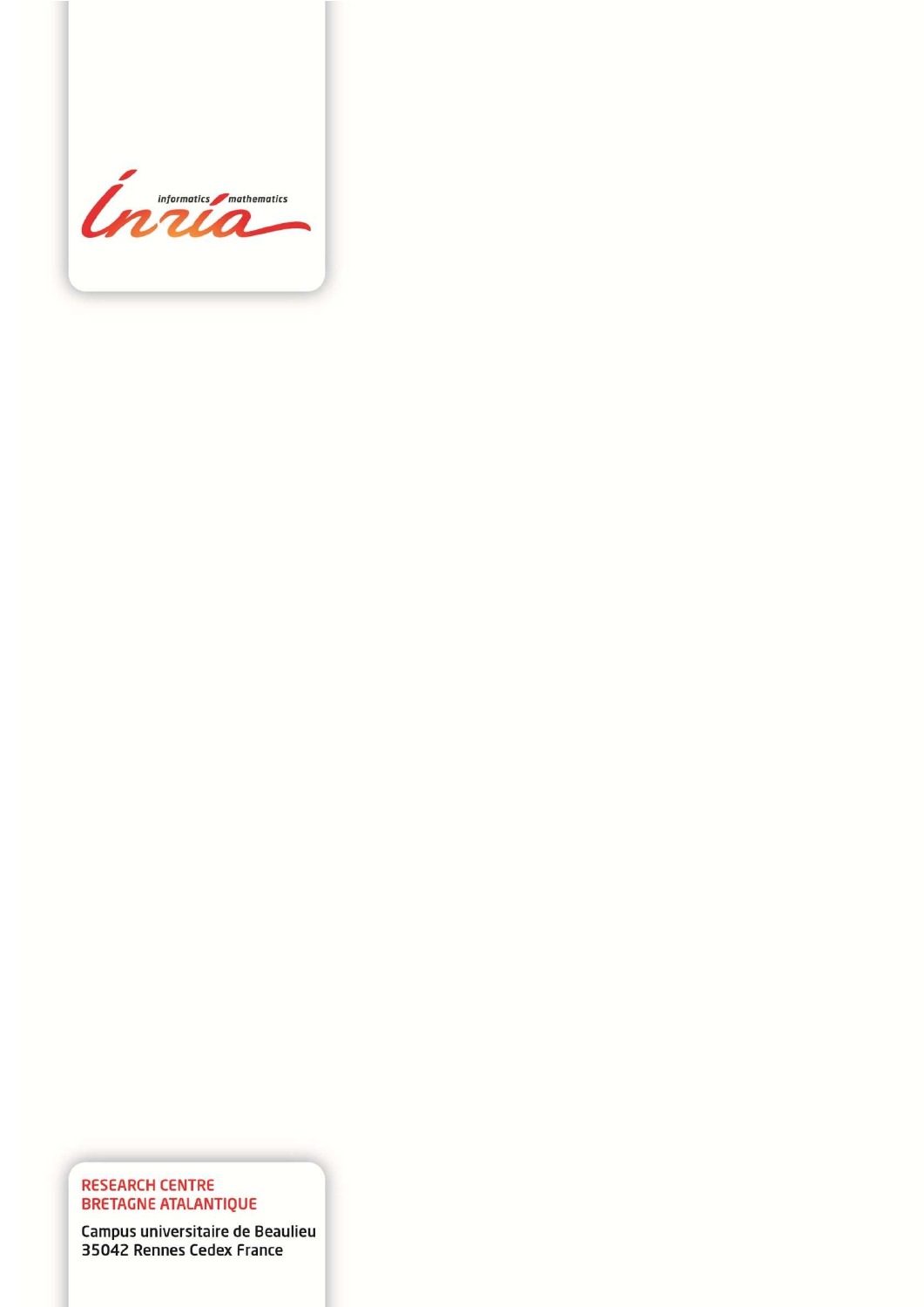RESEARCH CENTRE
BRETAGNE ATALANTIQUE

Campus universitaire de Beaulieu
35042 Rennes Cedex France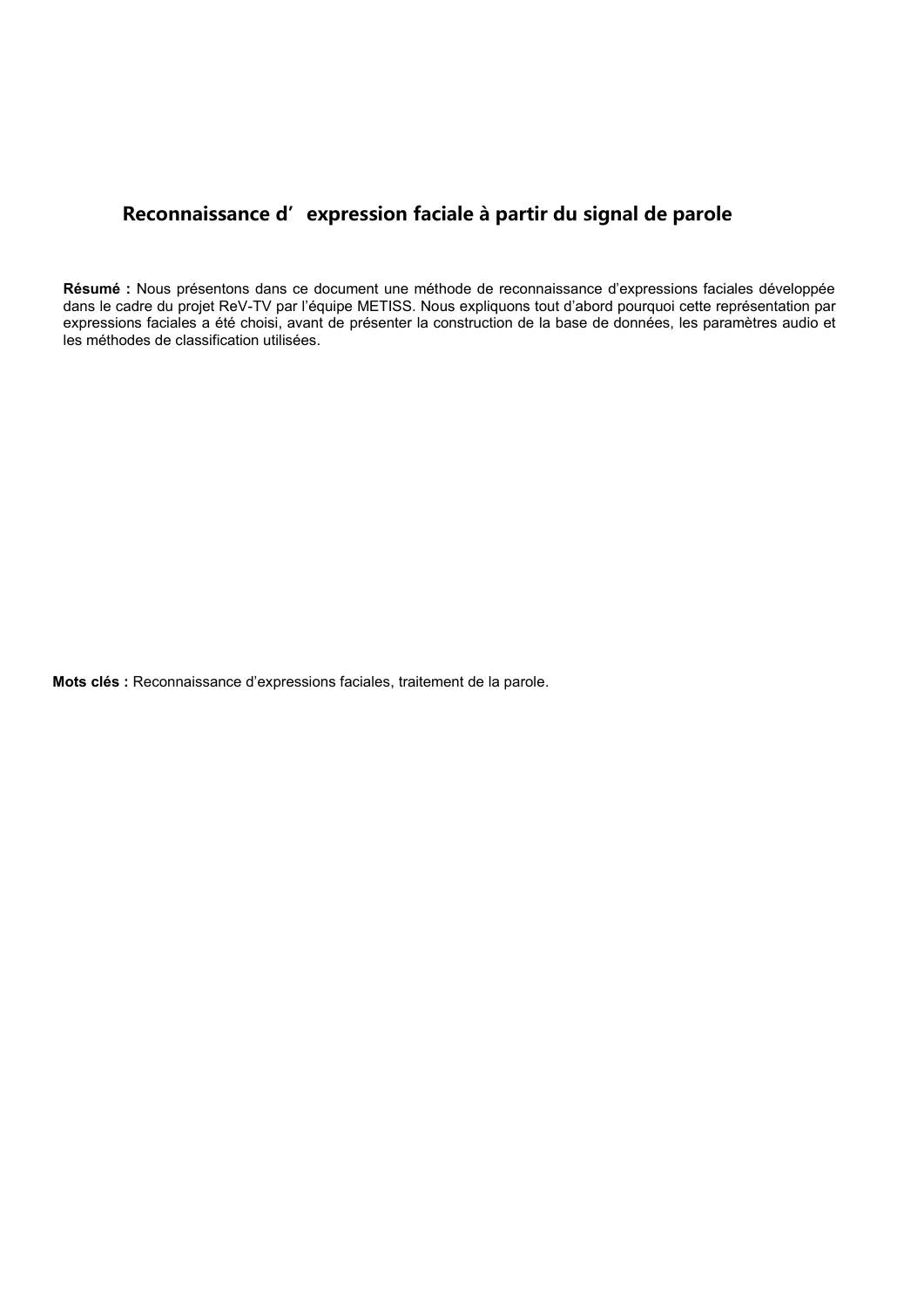# Reconnaissance d'expression faciale à partir du signal de parole

**Résumé :** Nous présentons dans ce document une méthode de reconnaissance d'expressions faciales développée dans le cadre du projet ReV-TV par l'équipe METISS. Nous expliquons tout d'abord pourquoi cette représentation par expressions faciales a été choisi, avant de présenter la construction de la base de données, les paramètres audio et les méthodes de classification utilisées.

**Mots clés :** Reconnaissance d'expressions faciales, traitement de la parole.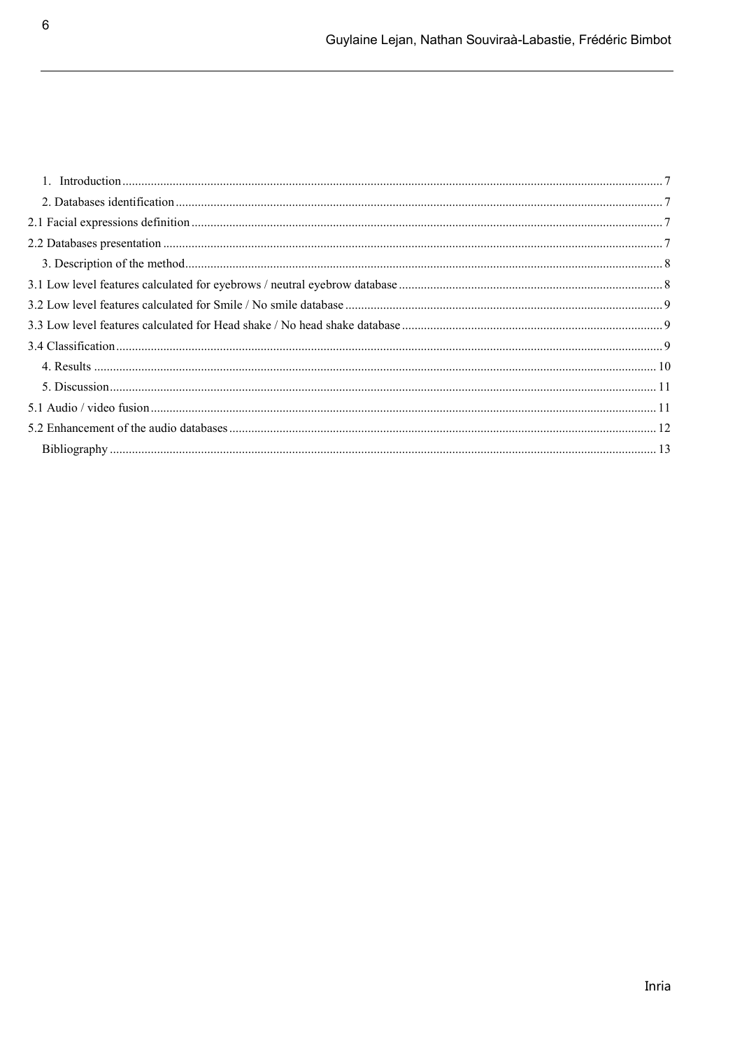1. Introduction .......... 7

2. Databases identification .......... 7

2.1 Facial expressions definition .......... 7

2.2 Databases presentation .......... 7

3. Description of the method .......... 8

3.1 Low level features calculated for eyebrows / neutral eyebrow database .......... 8

3.2 Low level features calculated for Smile / No smile database .......... 9

3.3 Low level features calculated for Head shake / No head shake database .......... 9

3.4 Classification .......... 9

4. Results .......... 10

5. Discussion .......... 11

5.1 Audio / video fusion .......... 11

5.2 Enhancement of the audio databases .......... 12

Bibliography .......... 13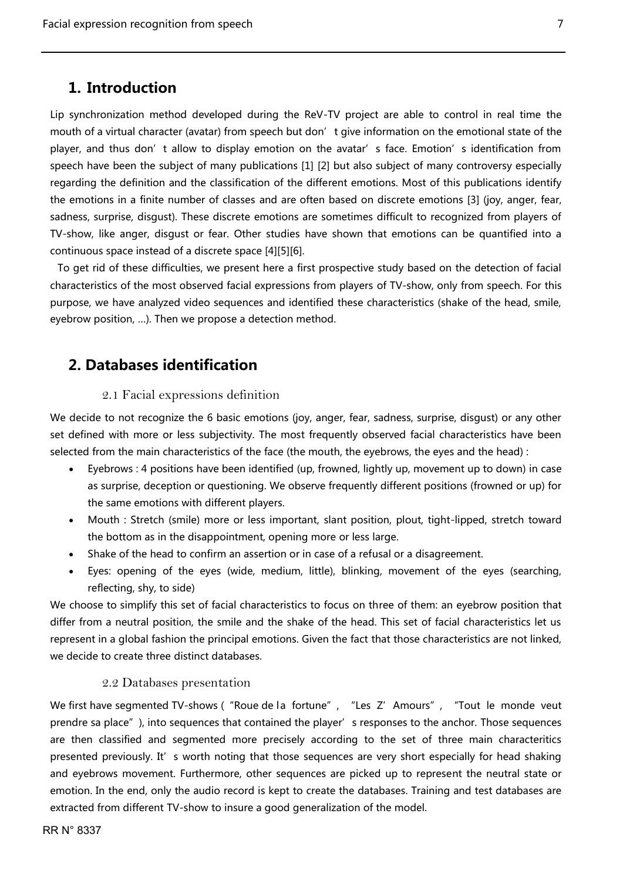# 1. Introduction

Lip synchronization method developed during the ReV-TV project are able to control in real time the mouth of a virtual character (avatar) from speech but don't give information on the emotional state of the player, and thus don't allow to display emotion on the avatar's face. Emotion's identification from speech have been the subject of many publications [1] [2] but also subject of many controversy especially regarding the definition and the classification of the different emotions. Most of this publications identify the emotions in a finite number of classes and are often based on discrete emotions [3] (joy, anger, fear, sadness, surprise, disgust). These discrete emotions are sometimes difficult to recognized from players of TV-show, like anger, disgust or fear. Other studies have shown that emotions can be quantified into a continuous space instead of a discrete space [4][5][6].

To get rid of these difficulties, we present here a first prospective study based on the detection of facial characteristics of the most observed facial expressions from players of TV-show, only from speech. For this purpose, we have analyzed video sequences and identified these characteristics (shake of the head, smile, eyebrow position, …). Then we propose a detection method.

# 2. Databases identification

## 2.1 Facial expressions definition

We decide to not recognize the 6 basic emotions (joy, anger, fear, sadness, surprise, disgust) or any other set defined with more or less subjectivity. The most frequently observed facial characteristics have been selected from the main characteristics of the face (the mouth, the eyebrows, the eyes and the head) :

- Eyebrows : 4 positions have been identified (up, frowned, lightly up, movement up to down) in case as surprise, deception or questioning. We observe frequently different positions (frowned or up) for the same emotions with different players.
- Mouth : Stretch (smile) more or less important, slant position, plout, tight-lipped, stretch toward the bottom as in the disappointment, opening more or less large.
- Shake of the head to confirm an assertion or in case of a refusal or a disagreement.
- Eyes: opening of the eyes (wide, medium, little), blinking, movement of the eyes (searching, reflecting, shy, to side)

We choose to simplify this set of facial characteristics to focus on three of them: an eyebrow position that differ from a neutral position, the smile and the shake of the head. This set of facial characteristics let us represent in a global fashion the principal emotions. Given the fact that those characteristics are not linked, we decide to create three distinct databases.

## 2.2 Databases presentation

We first have segmented TV-shows ("Roue de la fortune", "Les Z'Amours", "Tout le monde veut prendre sa place"), into sequences that contained the player's responses to the anchor. Those sequences are then classified and segmented more precisely according to the set of three main characteritics presented previously. It's worth noting that those sequences are very short especially for head shaking and eyebrows movement. Furthermore, other sequences are picked up to represent the neutral state or emotion. In the end, only the audio record is kept to create the databases. Training and test databases are extracted from different TV-show to insure a good generalization of the model.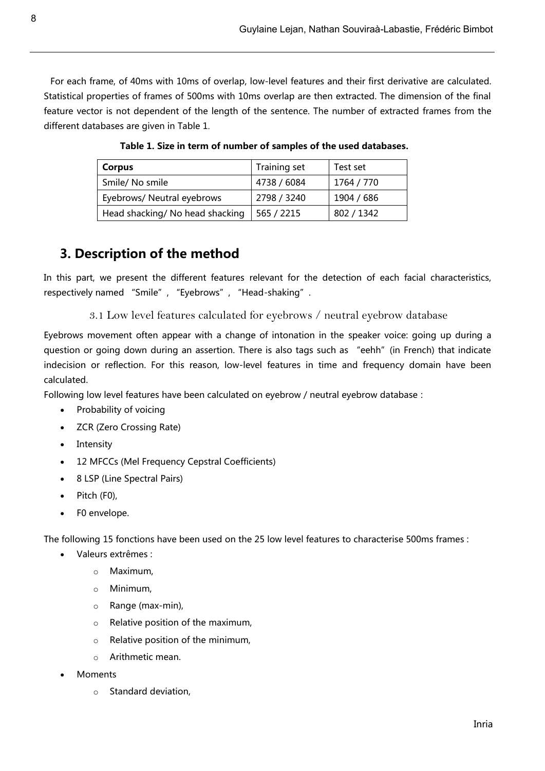For each frame, of 40ms with 10ms of overlap, low-level features and their first derivative are calculated. Statistical properties of frames of 500ms with 10ms overlap are then extracted. The dimension of the final feature vector is not dependent of the length of the sentence. The number of extracted frames from the different databases are given in Table 1.

**Table 1. Size in term of number of samples of the used databases.**

| Corpus | Training set | Test set |
|---|---|---|
| Smile/ No smile | 4738 / 6084 | 1764 / 770 |
| Eyebrows/ Neutral eyebrows | 2798 / 3240 | 1904 / 686 |
| Head shacking/ No head shacking | 565 / 2215 | 802 / 1342 |

## 3. Description of the method

In this part, we present the different features relevant for the detection of each facial characteristics, respectively named "Smile", "Eyebrows", "Head-shaking".

### 3.1 Low level features calculated for eyebrows / neutral eyebrow database

Eyebrows movement often appear with a change of intonation in the speaker voice: going up during a question or going down during an assertion. There is also tags such as "eehh" (in French) that indicate indecision or reflection. For this reason, low-level features in time and frequency domain have been calculated.

Following low level features have been calculated on eyebrow / neutral eyebrow database :

- Probability of voicing
- ZCR (Zero Crossing Rate)
- Intensity
- 12 MFCCs (Mel Frequency Cepstral Coefficients)
- 8 LSP (Line Spectral Pairs)
- Pitch (F0),
- F0 envelope.

The following 15 fonctions have been used on the 25 low level features to characterise 500ms frames :

- Valeurs extrêmes :
  - Maximum,
  - Minimum,
  - Range (max-min),
  - Relative position of the maximum,
  - Relative position of the minimum,
  - Arithmetic mean.
- Moments
  - Standard deviation,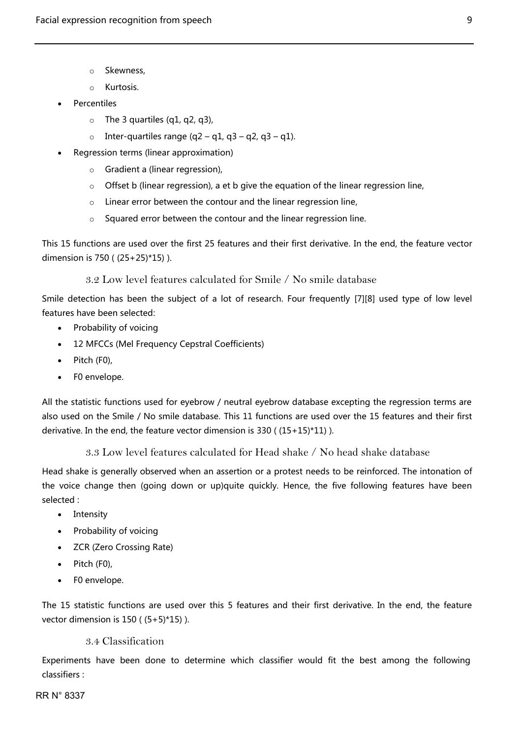- Skewness,
  - Kurtosis.
- Percentiles
  - The 3 quartiles (q1, q2, q3),
  - Inter-quartiles range (q2 – q1, q3 – q2, q3 – q1).
- Regression terms (linear approximation)
  - Gradient a (linear regression),
  - Offset b (linear regression), a et b give the equation of the linear regression line,
  - Linear error between the contour and the linear regression line,
  - Squared error between the contour and the linear regression line.

This 15 functions are used over the first 25 features and their first derivative. In the end, the feature vector dimension is 750 ( (25+25)*15) ).

### 3.2 Low level features calculated for Smile / No smile database

Smile detection has been the subject of a lot of research. Four frequently [7][8] used type of low level features have been selected:

- Probability of voicing
- 12 MFCCs (Mel Frequency Cepstral Coefficients)
- Pitch (F0),
- F0 envelope.

All the statistic functions used for eyebrow / neutral eyebrow database excepting the regression terms are also used on the Smile / No smile database. This 11 functions are used over the 15 features and their first derivative. In the end, the feature vector dimension is 330 ( (15+15)*11) ).

### 3.3 Low level features calculated for Head shake / No head shake database

Head shake is generally observed when an assertion or a protest needs to be reinforced. The intonation of the voice change then (going down or up)quite quickly. Hence, the five following features have been selected :

- Intensity
- Probability of voicing
- ZCR (Zero Crossing Rate)
- Pitch (F0),
- F0 envelope.

The 15 statistic functions are used over this 5 features and their first derivative. In the end, the feature vector dimension is 150 ( (5+5)*15) ).

### 3.4 Classification

Experiments have been done to determine which classifier would fit the best among the following classifiers :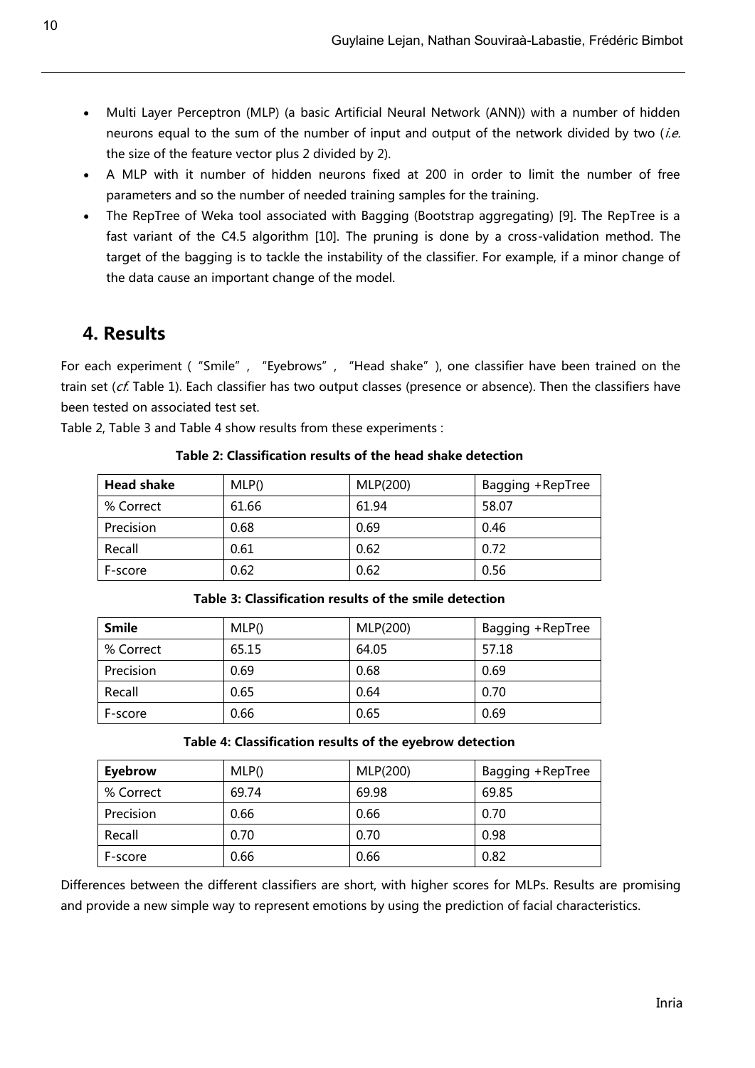- Multi Layer Perceptron (MLP) (a basic Artificial Neural Network (ANN)) with a number of hidden neurons equal to the sum of the number of input and output of the network divided by two (*i.e.* the size of the feature vector plus 2 divided by 2).
- A MLP with it number of hidden neurons fixed at 200 in order to limit the number of free parameters and so the number of needed training samples for the training.
- The RepTree of Weka tool associated with Bagging (Bootstrap aggregating) [9]. The RepTree is a fast variant of the C4.5 algorithm [10]. The pruning is done by a cross-validation method. The target of the bagging is to tackle the instability of the classifier. For example, if a minor change of the data cause an important change of the model.

## 4. Results

For each experiment ( "Smile" , "Eyebrows" , "Head shake" ), one classifier have been trained on the train set (*cf.* Table 1). Each classifier has two output classes (presence or absence). Then the classifiers have been tested on associated test set.

Table 2, Table 3 and Table 4 show results from these experiments :

**Table 2: Classification results of the head shake detection**

| **Head shake** | MLP() | MLP(200) | Bagging +RepTree |
|---|---|---|---|
| % Correct | 61.66 | 61.94 | 58.07 |
| Precision | 0.68 | 0.69 | 0.46 |
| Recall | 0.61 | 0.62 | 0.72 |
| F-score | 0.62 | 0.62 | 0.56 |

**Table 3: Classification results of the smile detection**

| **Smile** | MLP() | MLP(200) | Bagging +RepTree |
|---|---|---|---|
| % Correct | 65.15 | 64.05 | 57.18 |
| Precision | 0.69 | 0.68 | 0.69 |
| Recall | 0.65 | 0.64 | 0.70 |
| F-score | 0.66 | 0.65 | 0.69 |

**Table 4: Classification results of the eyebrow detection**

| **Eyebrow** | MLP() | MLP(200) | Bagging +RepTree |
|---|---|---|---|
| % Correct | 69.74 | 69.98 | 69.85 |
| Precision | 0.66 | 0.66 | 0.70 |
| Recall | 0.70 | 0.70 | 0.98 |
| F-score | 0.66 | 0.66 | 0.82 |

Differences between the different classifiers are short, with higher scores for MLPs. Results are promising and provide a new simple way to represent emotions by using the prediction of facial characteristics.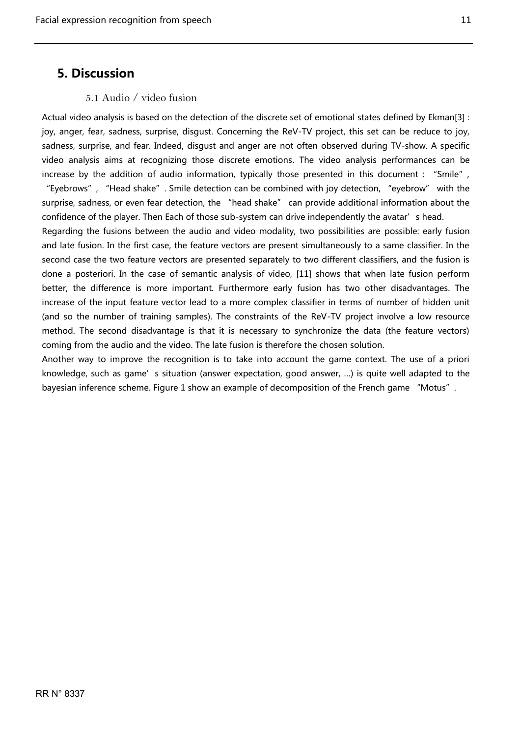# 5. Discussion

### 5.1 Audio / video fusion

Actual video analysis is based on the detection of the discrete set of emotional states defined by Ekman[3] : joy, anger, fear, sadness, surprise, disgust. Concerning the ReV-TV project, this set can be reduce to joy, sadness, surprise, and fear. Indeed, disgust and anger are not often observed during TV-show. A specific video analysis aims at recognizing those discrete emotions. The video analysis performances can be increase by the addition of audio information, typically those presented in this document : "Smile", "Eyebrows", "Head shake". Smile detection can be combined with joy detection, "eyebrow" with the surprise, sadness, or even fear detection, the "head shake" can provide additional information about the confidence of the player. Then Each of those sub-system can drive independently the avatar's head.

Regarding the fusions between the audio and video modality, two possibilities are possible: early fusion and late fusion. In the first case, the feature vectors are present simultaneously to a same classifier. In the second case the two feature vectors are presented separately to two different classifiers, and the fusion is done a posteriori. In the case of semantic analysis of video, [11] shows that when late fusion perform better, the difference is more important. Furthermore early fusion has two other disadvantages. The increase of the input feature vector lead to a more complex classifier in terms of number of hidden unit (and so the number of training samples). The constraints of the ReV-TV project involve a low resource method. The second disadvantage is that it is necessary to synchronize the data (the feature vectors) coming from the audio and the video. The late fusion is therefore the chosen solution.

Another way to improve the recognition is to take into account the game context. The use of a priori knowledge, such as game's situation (answer expectation, good answer, …) is quite well adapted to the bayesian inference scheme. Figure 1 show an example of decomposition of the French game "Motus".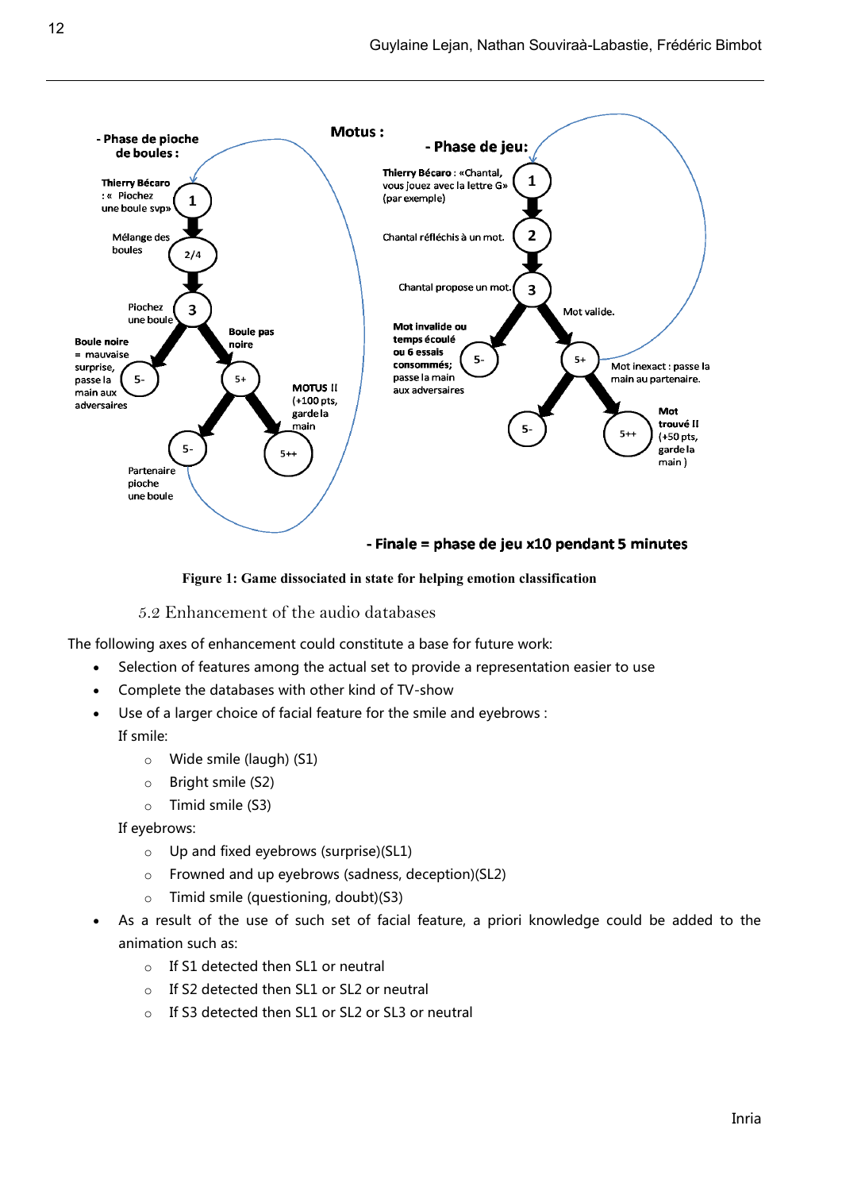Figure 1: Game dissociated in state for helping emotion classification

### 5.2 Enhancement of the audio databases

The following axes of enhancement could constitute a base for future work:

- Selection of features among the actual set to provide a representation easier to use
- Complete the databases with other kind of TV-show
- Use of a larger choice of facial feature for the smile and eyebrows :

  If smile:

  - Wide smile (laugh) (S1)
  - Bright smile (S2)
  - Timid smile (S3)

  If eyebrows:

  - Up and fixed eyebrows (surprise)(SL1)
  - Frowned and up eyebrows (sadness, deception)(SL2)
  - Timid smile (questioning, doubt)(S3)
- As a result of the use of such set of facial feature, a priori knowledge could be added to the animation such as:
  - If S1 detected then SL1 or neutral
  - If S2 detected then SL1 or SL2 or neutral
  - If S3 detected then SL1 or SL2 or SL3 or neutral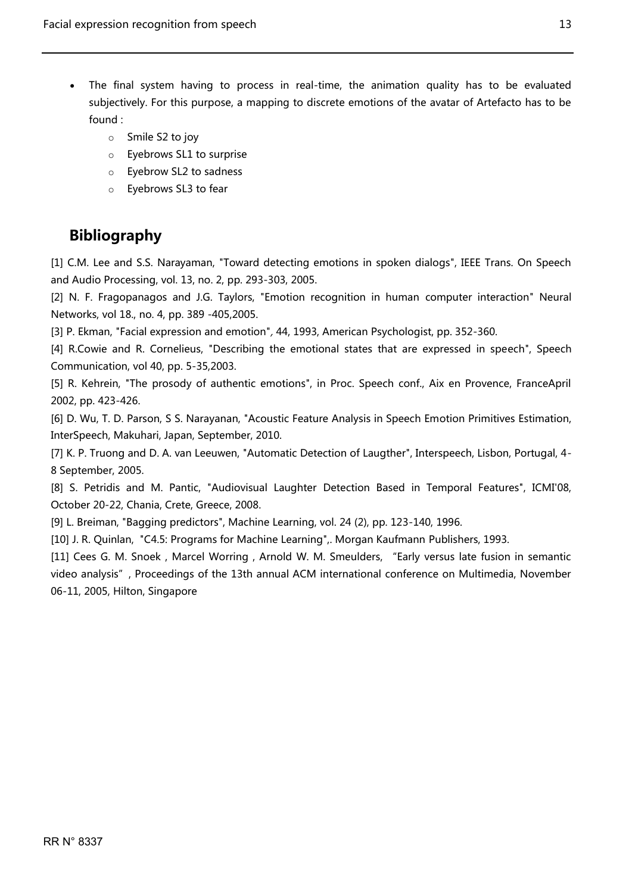- The final system having to process in real-time, the animation quality has to be evaluated subjectively. For this purpose, a mapping to discrete emotions of the avatar of Artefacto has to be found :
  - Smile S2 to joy
  - Eyebrows SL1 to surprise
  - Eyebrow SL2 to sadness
  - Eyebrows SL3 to fear

## Bibliography

[1] C.M. Lee and S.S. Narayaman, "Toward detecting emotions in spoken dialogs", IEEE Trans. On Speech and Audio Processing, vol. 13, no. 2, pp. 293-303, 2005.

[2] N. F. Fragopanagos and J.G. Taylors, "Emotion recognition in human computer interaction" Neural Networks, vol 18., no. 4, pp. 389 -405,2005.

[3] P. Ekman, "Facial expression and emotion", 44, 1993, American Psychologist, pp. 352-360.

[4] R.Cowie and R. Cornelieus, "Describing the emotional states that are expressed in speech", Speech Communication, vol 40, pp. 5-35,2003.

[5] R. Kehrein, "The prosody of authentic emotions", in Proc. Speech conf., Aix en Provence, FranceApril 2002, pp. 423-426.

[6] D. Wu, T. D. Parson, S S. Narayanan, "Acoustic Feature Analysis in Speech Emotion Primitives Estimation, InterSpeech, Makuhari, Japan, September, 2010.

[7] K. P. Truong and D. A. van Leeuwen, "Automatic Detection of Laugther", Interspeech, Lisbon, Portugal, 4-8 September, 2005.

[8] S. Petridis and M. Pantic, "Audiovisual Laughter Detection Based in Temporal Features", ICMI'08, October 20-22, Chania, Crete, Greece, 2008.

[9] L. Breiman, "Bagging predictors", Machine Learning, vol. 24 (2), pp. 123-140, 1996.

[10] J. R. Quinlan, "C4.5: Programs for Machine Learning",. Morgan Kaufmann Publishers, 1993.

[11] Cees G. M. Snoek , Marcel Worring , Arnold W. M. Smeulders, "Early versus late fusion in semantic video analysis", Proceedings of the 13th annual ACM international conference on Multimedia, November 06-11, 2005, Hilton, Singapore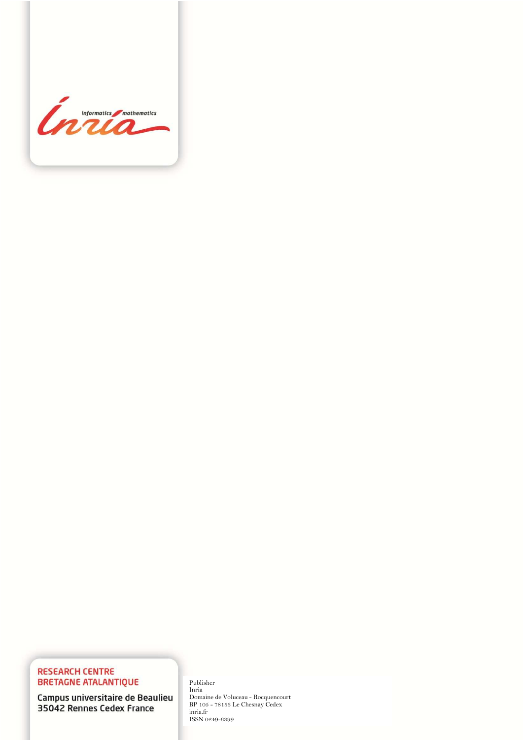**RESEARCH CENTRE**
**BRETAGNE ATALANTIQUE**

Campus universitaire de Beaulieu
35042 Rennes Cedex France

Publisher
Inria
Domaine de Voluceau - Rocquencourt
BP 105 - 78153 Le Chesnay Cedex
inria.fr
ISSN 0249-6399